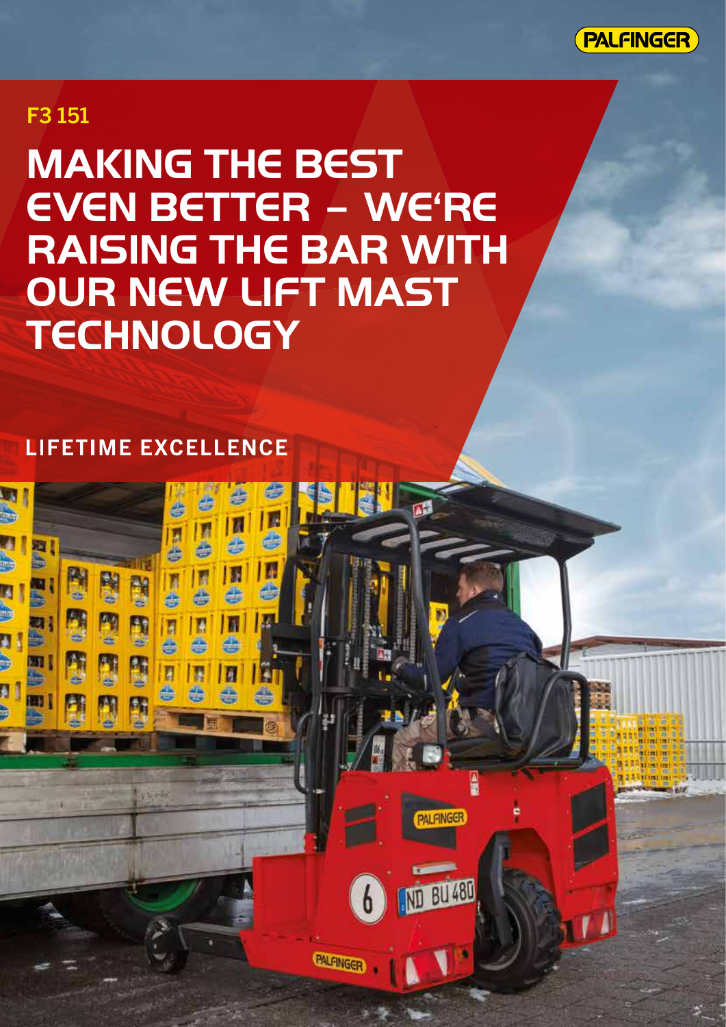PALFINGER

F3 151

# MAKING THE BEST EVEN BETTER – WE'RE RAISING THE BAR WITH OUR NEW LIFT MAST TECHNOLOGY

LIFETIME EXCELLENCE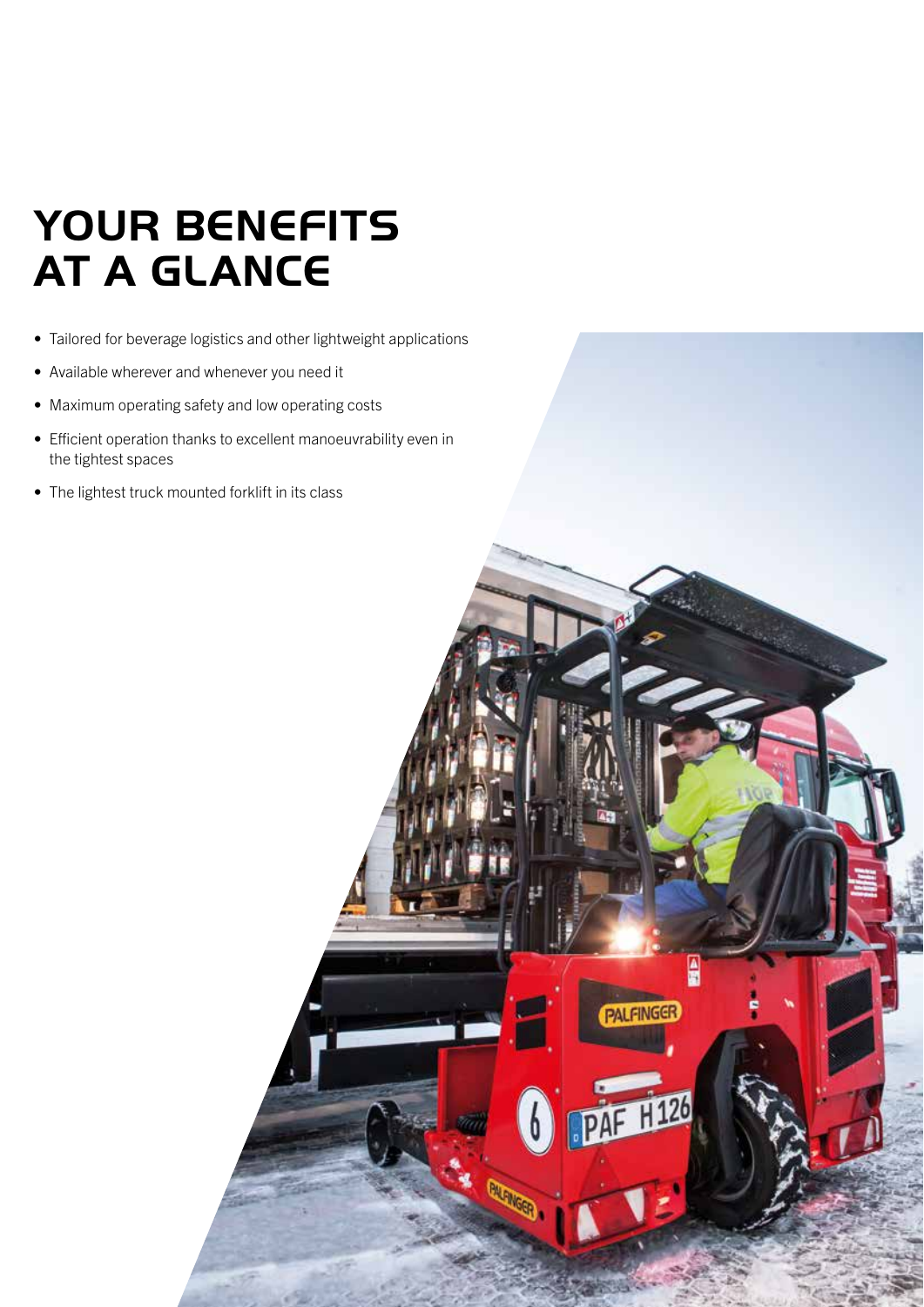# YOUR BENEFITS AT A GLANCE

- Tailored for beverage logistics and other lightweight applications
- Available wherever and whenever you need it
- Maximum operating safety and low operating costs
- Efficient operation thanks to excellent manoeuvrability even in the tightest spaces
- The lightest truck mounted forklift in its class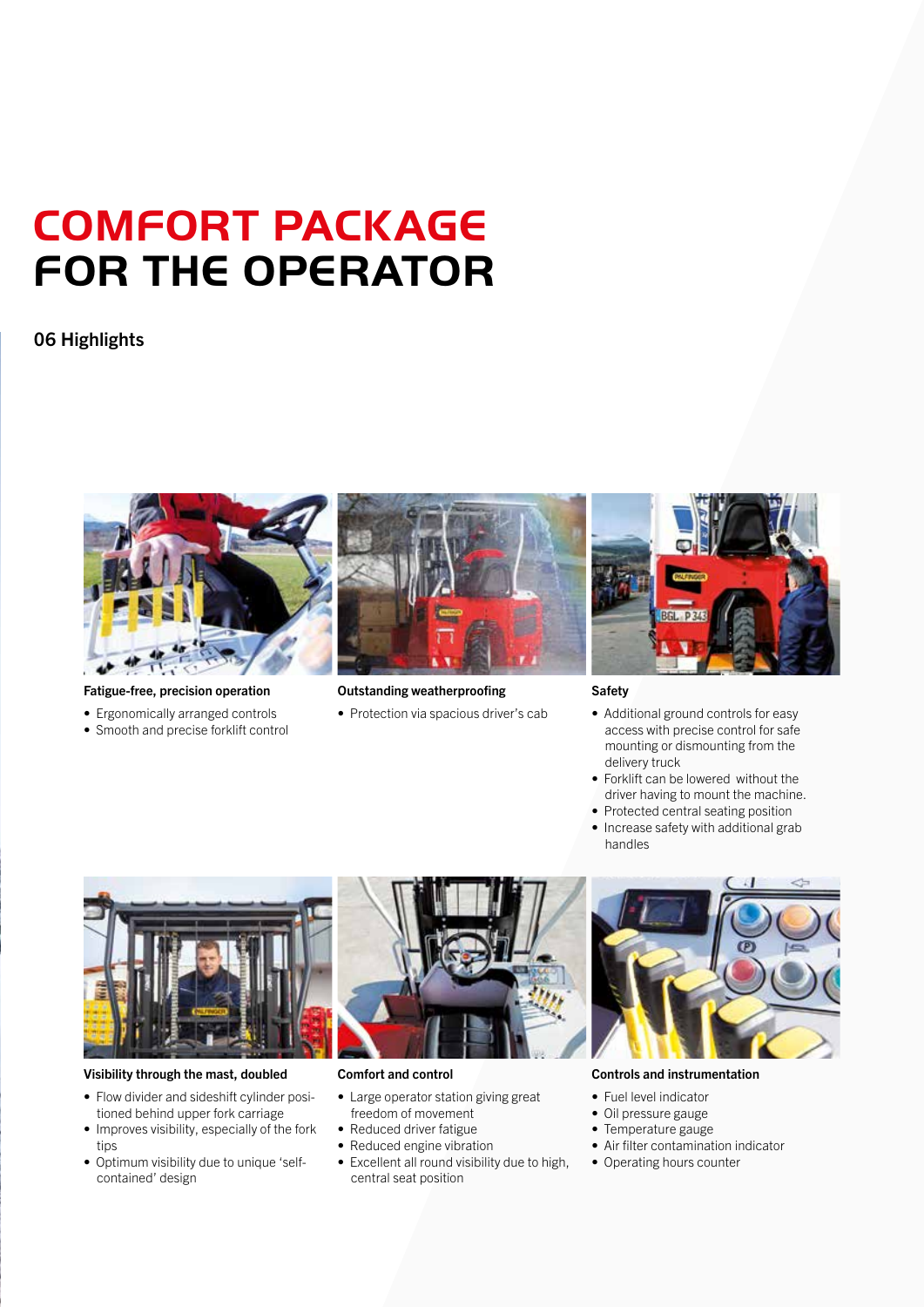# COMFORT PACKAGE FOR THE OPERATOR

## 06 Highlights

### Fatigue-free, precision operation

- Ergonomically arranged controls
- Smooth and precise forklift control

### Outstanding weatherproofing

- Protection via spacious driver's cab

### Safety

- Additional ground controls for easy access with precise control for safe mounting or dismounting from the delivery truck
- Forklift can be lowered without the driver having to mount the machine.
- Protected central seating position
- Increase safety with additional grab handles

### Visibility through the mast, doubled

- Flow divider and sideshift cylinder positioned behind upper fork carriage
- Improves visibility, especially of the fork tips
- Optimum visibility due to unique 'self-contained' design

### Comfort and control

- Large operator station giving great freedom of movement
- Reduced driver fatigue
- Reduced engine vibration
- Excellent all round visibility due to high, central seat position

### Controls and instrumentation

- Fuel level indicator
- Oil pressure gauge
- Temperature gauge
- Air filter contamination indicator
- Operating hours counter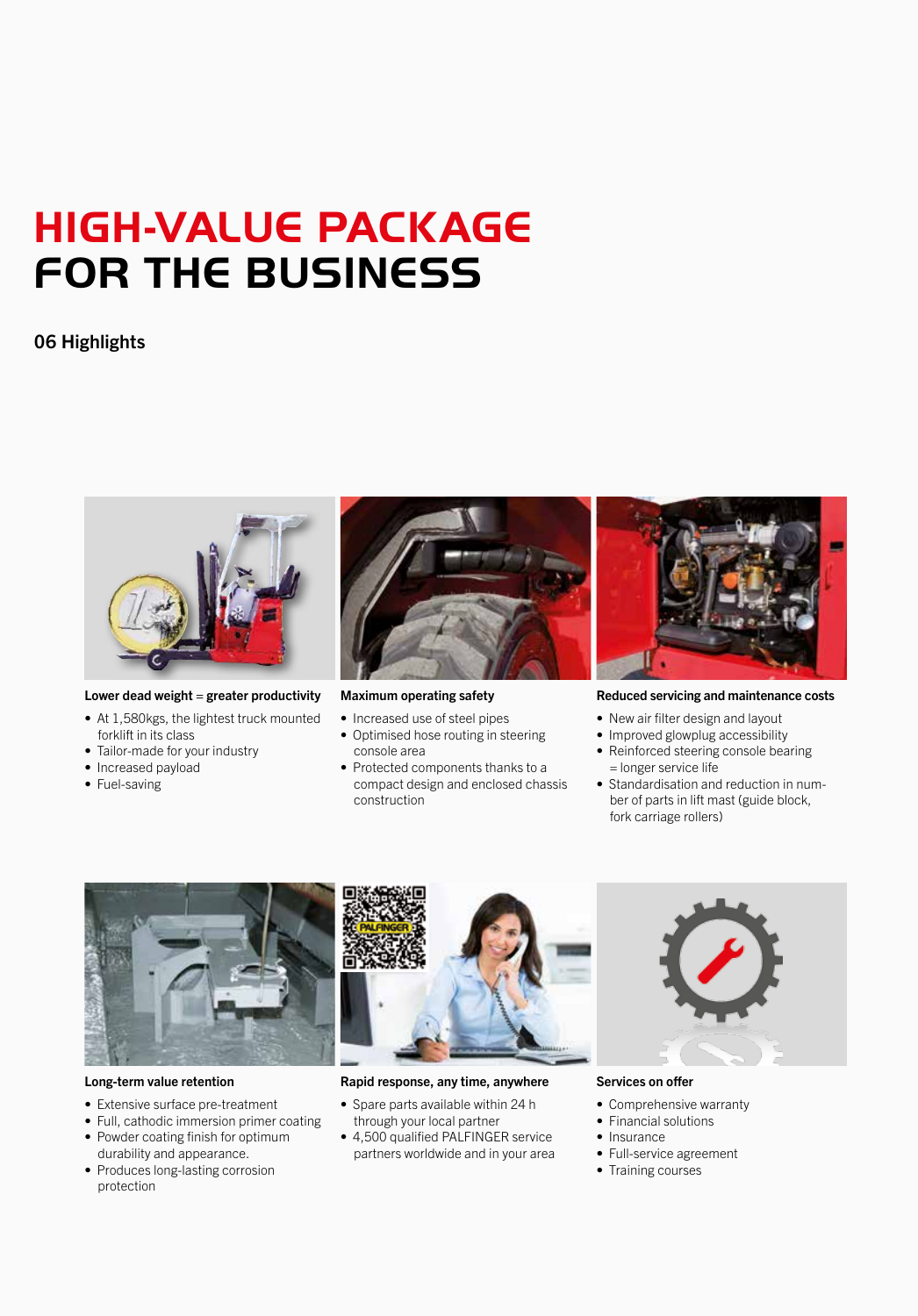# HIGH-VALUE PACKAGE FOR THE BUSINESS

## 06 Highlights

### Lower dead weight = greater productivity

- At 1,580kgs, the lightest truck mounted forklift in its class
- Tailor-made for your industry
- Increased payload
- Fuel-saving

### Maximum operating safety

- Increased use of steel pipes
- Optimised hose routing in steering console area
- Protected components thanks to a compact design and enclosed chassis construction

### Reduced servicing and maintenance costs

- New air filter design and layout
- Improved glowplug accessibility
- Reinforced steering console bearing = longer service life
- Standardisation and reduction in number of parts in lift mast (guide block, fork carriage rollers)

### Long-term value retention

- Extensive surface pre-treatment
- Full, cathodic immersion primer coating
- Powder coating finish for optimum durability and appearance.
- Produces long-lasting corrosion protection

### Rapid response, any time, anywhere

- Spare parts available within 24 h through your local partner
- 4,500 qualified PALFINGER service partners worldwide and in your area

### Services on offer

- Comprehensive warranty
- Financial solutions
- Insurance
- Full-service agreement
- Training courses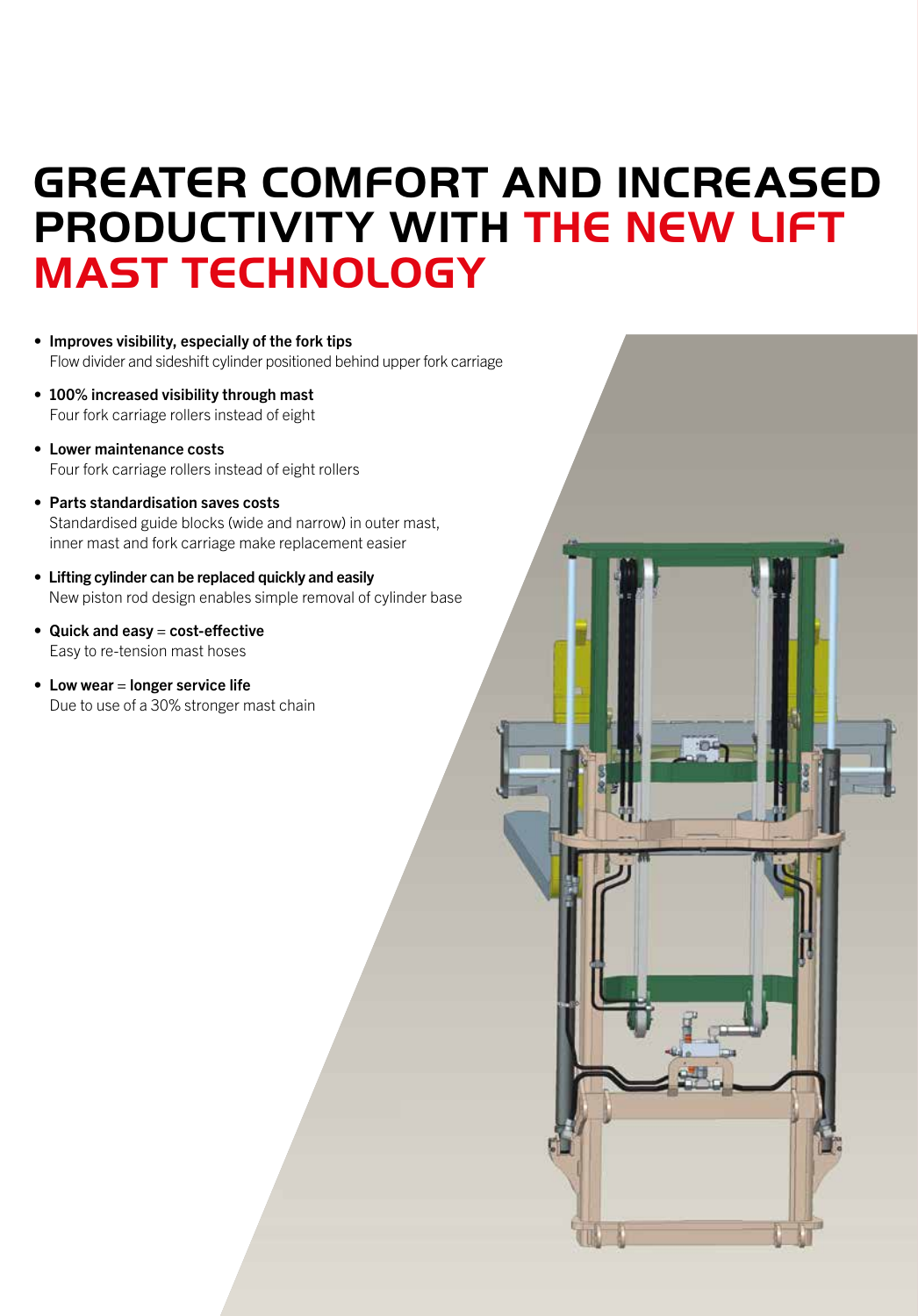# GREATER COMFORT AND INCREASED PRODUCTIVITY WITH THE NEW LIFT MAST TECHNOLOGY

- **Improves visibility, especially of the fork tips**
  Flow divider and sideshift cylinder positioned behind upper fork carriage
- **100% increased visibility through mast**
  Four fork carriage rollers instead of eight
- **Lower maintenance costs**
  Four fork carriage rollers instead of eight rollers
- **Parts standardisation saves costs**
  Standardised guide blocks (wide and narrow) in outer mast, inner mast and fork carriage make replacement easier
- **Lifting cylinder can be replaced quickly and easily**
  New piston rod design enables simple removal of cylinder base
- **Quick and easy** = **cost-effective**
  Easy to re-tension mast hoses
- **Low wear** = **longer service life**
  Due to use of a 30% stronger mast chain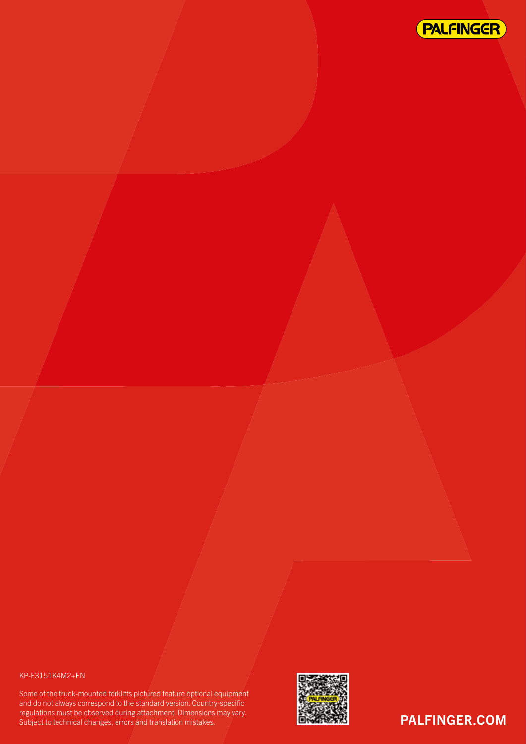PALFINGER

KP-F3151K4M2+EN

Some of the truck-mounted forklifts pictured feature optional equipment and do not always correspond to the standard version. Country-specific regulations must be observed during attachment. Dimensions may vary. Subject to technical changes, errors and translation mistakes.

PALFINGER.COM